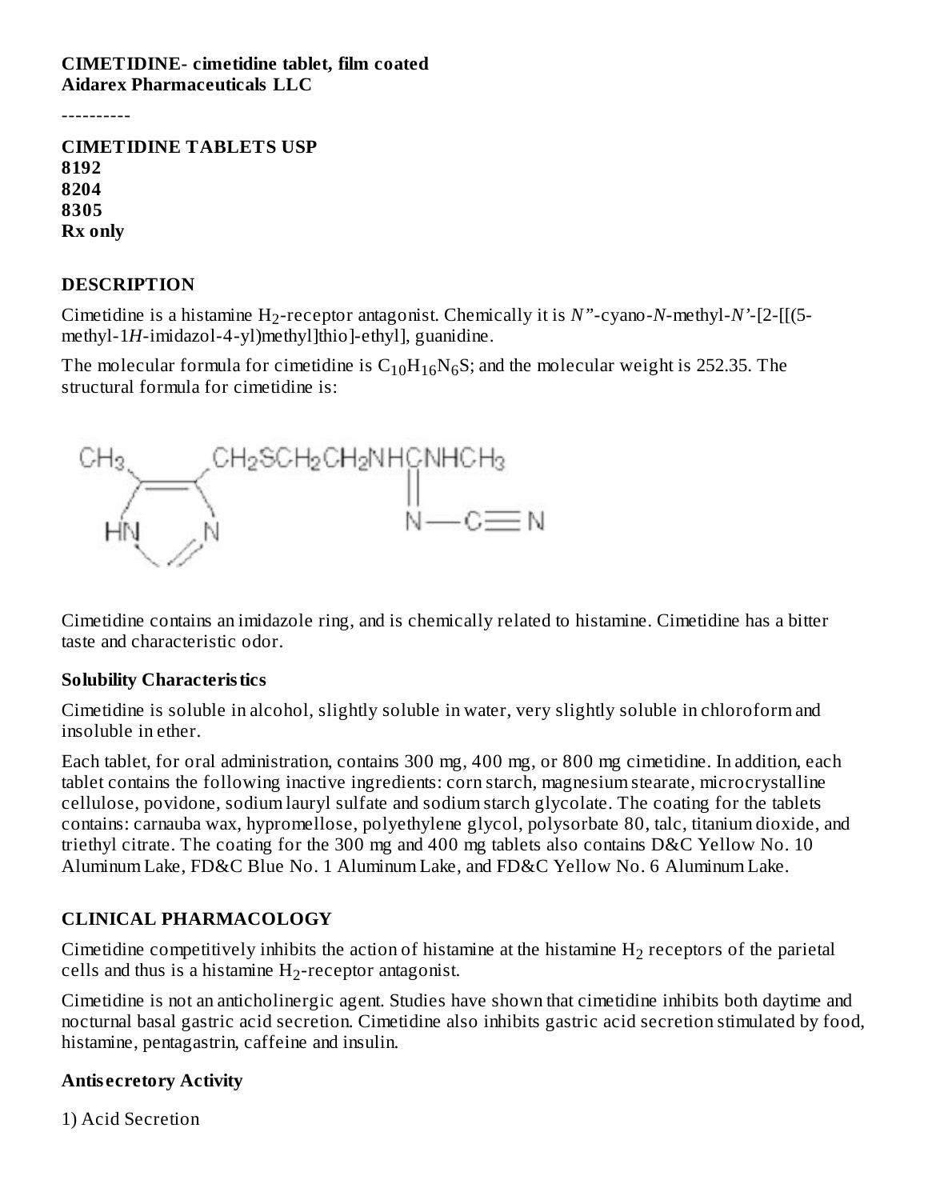**CIMETIDINE- cimetidine tablet, film coated**
**Aidarex Pharmaceuticals LLC**

----------

**CIMETIDINE TABLETS USP**
**8192**
**8204**
**8305**
**Rx only**

## DESCRIPTION

Cimetidine is a histamine $H_2$-receptor antagonist. Chemically it is *N"*-cyano-*N*-methyl-*N'*-[2-[[(5-methyl-1*H*-imidazol-4-yl)methyl]thio]-ethyl], guanidine.

The molecular formula for cimetidine is $C_{10}H_{16}N_6S$; and the molecular weight is 252.35. The structural formula for cimetidine is:

Cimetidine contains an imidazole ring, and is chemically related to histamine. Cimetidine has a bitter taste and characteristic odor.

### Solubility Characteristics

Cimetidine is soluble in alcohol, slightly soluble in water, very slightly soluble in chloroform and insoluble in ether.

Each tablet, for oral administration, contains 300 mg, 400 mg, or 800 mg cimetidine. In addition, each tablet contains the following inactive ingredients: corn starch, magnesium stearate, microcrystalline cellulose, povidone, sodium lauryl sulfate and sodium starch glycolate. The coating for the tablets contains: carnauba wax, hypromellose, polyethylene glycol, polysorbate 80, talc, titanium dioxide, and triethyl citrate. The coating for the 300 mg and 400 mg tablets also contains D&C Yellow No. 10 Aluminum Lake, FD&C Blue No. 1 Aluminum Lake, and FD&C Yellow No. 6 Aluminum Lake.

## CLINICAL PHARMACOLOGY

Cimetidine competitively inhibits the action of histamine at the histamine $H_2$ receptors of the parietal cells and thus is a histamine $H_2$-receptor antagonist.

Cimetidine is not an anticholinergic agent. Studies have shown that cimetidine inhibits both daytime and nocturnal basal gastric acid secretion. Cimetidine also inhibits gastric acid secretion stimulated by food, histamine, pentagastrin, caffeine and insulin.

### Antisecretory Activity

1) Acid Secretion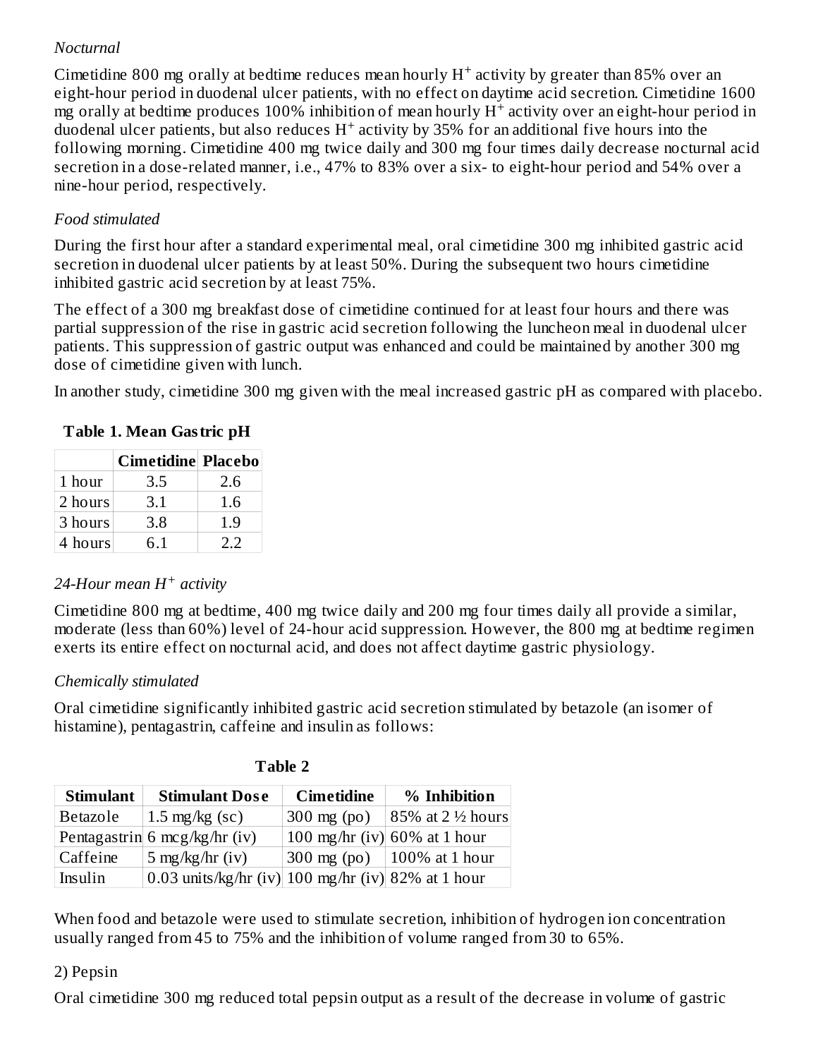*Nocturnal*

Cimetidine 800 mg orally at bedtime reduces mean hourly $H^+$ activity by greater than 85% over an eight-hour period in duodenal ulcer patients, with no effect on daytime acid secretion. Cimetidine 1600 mg orally at bedtime produces 100% inhibition of mean hourly $H^+$ activity over an eight-hour period in duodenal ulcer patients, but also reduces $H^+$ activity by 35% for an additional five hours into the following morning. Cimetidine 400 mg twice daily and 300 mg four times daily decrease nocturnal acid secretion in a dose-related manner, i.e., 47% to 83% over a six- to eight-hour period and 54% over a nine-hour period, respectively.

*Food stimulated*

During the first hour after a standard experimental meal, oral cimetidine 300 mg inhibited gastric acid secretion in duodenal ulcer patients by at least 50%. During the subsequent two hours cimetidine inhibited gastric acid secretion by at least 75%.

The effect of a 300 mg breakfast dose of cimetidine continued for at least four hours and there was partial suppression of the rise in gastric acid secretion following the luncheon meal in duodenal ulcer patients. This suppression of gastric output was enhanced and could be maintained by another 300 mg dose of cimetidine given with lunch.

In another study, cimetidine 300 mg given with the meal increased gastric pH as compared with placebo.

**Table 1. Mean Gastric pH**

| | Cimetidine | Placebo |
|---|---|---|
| 1 hour | 3.5 | 2.6 |
| 2 hours | 3.1 | 1.6 |
| 3 hours | 3.8 | 1.9 |
| 4 hours | 6.1 | 2.2 |

*24-Hour mean $H^+$ activity*

Cimetidine 800 mg at bedtime, 400 mg twice daily and 200 mg four times daily all provide a similar, moderate (less than 60%) level of 24-hour acid suppression. However, the 800 mg at bedtime regimen exerts its entire effect on nocturnal acid, and does not affect daytime gastric physiology.

*Chemically stimulated*

Oral cimetidine significantly inhibited gastric acid secretion stimulated by betazole (an isomer of histamine), pentagastrin, caffeine and insulin as follows:

**Table 2**

| Stimulant | Stimulant Dose | Cimetidine | % Inhibition |
|---|---|---|---|
| Betazole | 1.5 mg/kg (sc) | 300 mg (po) | 85% at 2 ½ hours |
| Pentagastrin | 6 mcg/kg/hr (iv) | 100 mg/hr (iv) | 60% at 1 hour |
| Caffeine | 5 mg/kg/hr (iv) | 300 mg (po) | 100% at 1 hour |
| Insulin | 0.03 units/kg/hr (iv) | 100 mg/hr (iv) | 82% at 1 hour |

When food and betazole were used to stimulate secretion, inhibition of hydrogen ion concentration usually ranged from 45 to 75% and the inhibition of volume ranged from 30 to 65%.

2) Pepsin

Oral cimetidine 300 mg reduced total pepsin output as a result of the decrease in volume of gastric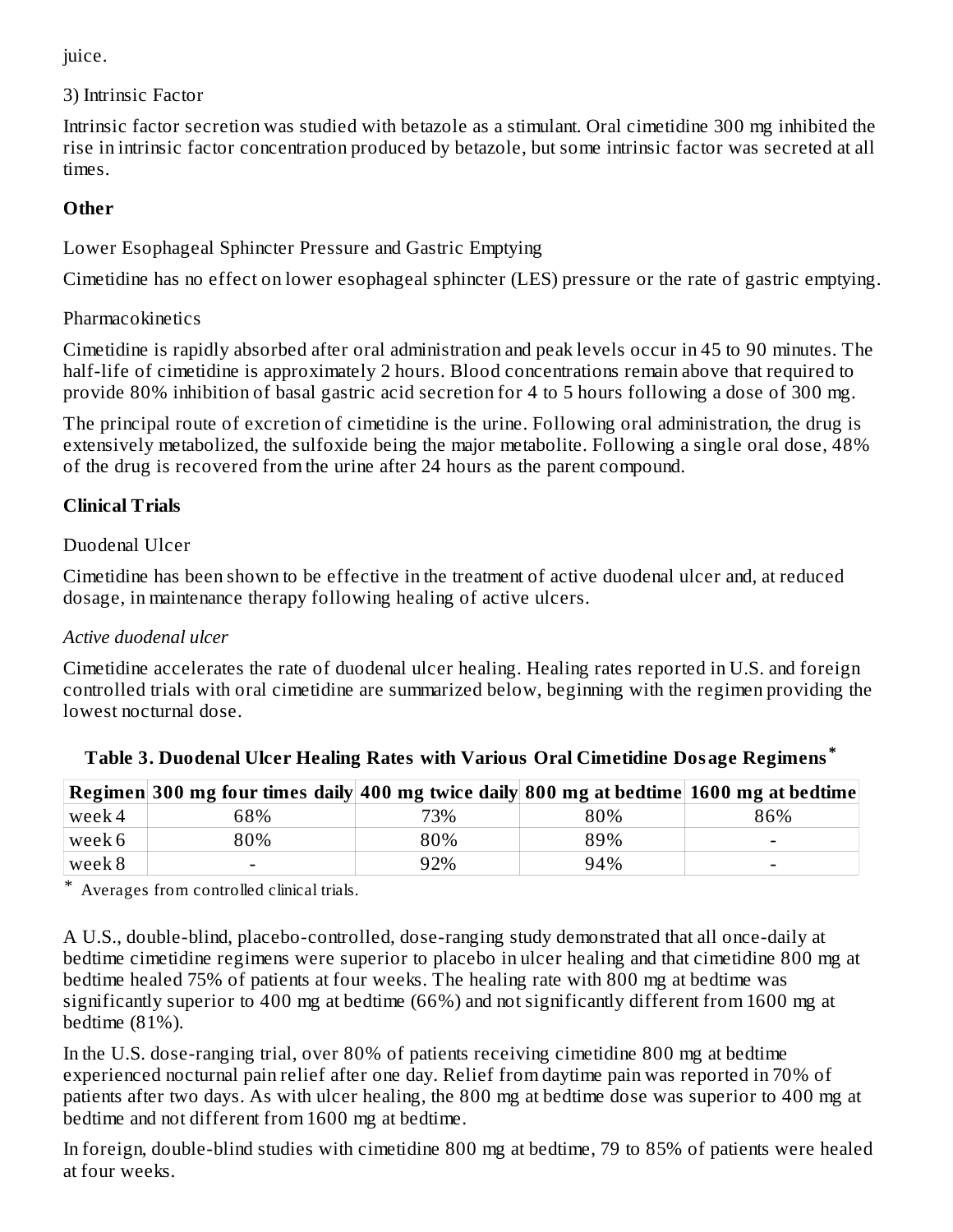juice.

3) Intrinsic Factor

Intrinsic factor secretion was studied with betazole as a stimulant. Oral cimetidine 300 mg inhibited the rise in intrinsic factor concentration produced by betazole, but some intrinsic factor was secreted at all times.

**Other**

Lower Esophageal Sphincter Pressure and Gastric Emptying

Cimetidine has no effect on lower esophageal sphincter (LES) pressure or the rate of gastric emptying.

Pharmacokinetics

Cimetidine is rapidly absorbed after oral administration and peak levels occur in 45 to 90 minutes. The half-life of cimetidine is approximately 2 hours. Blood concentrations remain above that required to provide 80% inhibition of basal gastric acid secretion for 4 to 5 hours following a dose of 300 mg.

The principal route of excretion of cimetidine is the urine. Following oral administration, the drug is extensively metabolized, the sulfoxide being the major metabolite. Following a single oral dose, 48% of the drug is recovered from the urine after 24 hours as the parent compound.

**Clinical Trials**

Duodenal Ulcer

Cimetidine has been shown to be effective in the treatment of active duodenal ulcer and, at reduced dosage, in maintenance therapy following healing of active ulcers.

*Active duodenal ulcer*

Cimetidine accelerates the rate of duodenal ulcer healing. Healing rates reported in U.S. and foreign controlled trials with oral cimetidine are summarized below, beginning with the regimen providing the lowest nocturnal dose.

**Table 3. Duodenal Ulcer Healing Rates with Various Oral Cimetidine Dosage Regimens***

| Regimen | 300 mg four times daily | 400 mg twice daily | 800 mg at bedtime | 1600 mg at bedtime |
|---|---|---|---|---|
| week 4 | 68% | 73% | 80% | 86% |
| week 6 | 80% | 80% | 89% | - |
| week 8 | - | 92% | 94% | - |

* Averages from controlled clinical trials.

A U.S., double-blind, placebo-controlled, dose-ranging study demonstrated that all once-daily at bedtime cimetidine regimens were superior to placebo in ulcer healing and that cimetidine 800 mg at bedtime healed 75% of patients at four weeks. The healing rate with 800 mg at bedtime was significantly superior to 400 mg at bedtime (66%) and not significantly different from 1600 mg at bedtime (81%).

In the U.S. dose-ranging trial, over 80% of patients receiving cimetidine 800 mg at bedtime experienced nocturnal pain relief after one day. Relief from daytime pain was reported in 70% of patients after two days. As with ulcer healing, the 800 mg at bedtime dose was superior to 400 mg at bedtime and not different from 1600 mg at bedtime.

In foreign, double-blind studies with cimetidine 800 mg at bedtime, 79 to 85% of patients were healed at four weeks.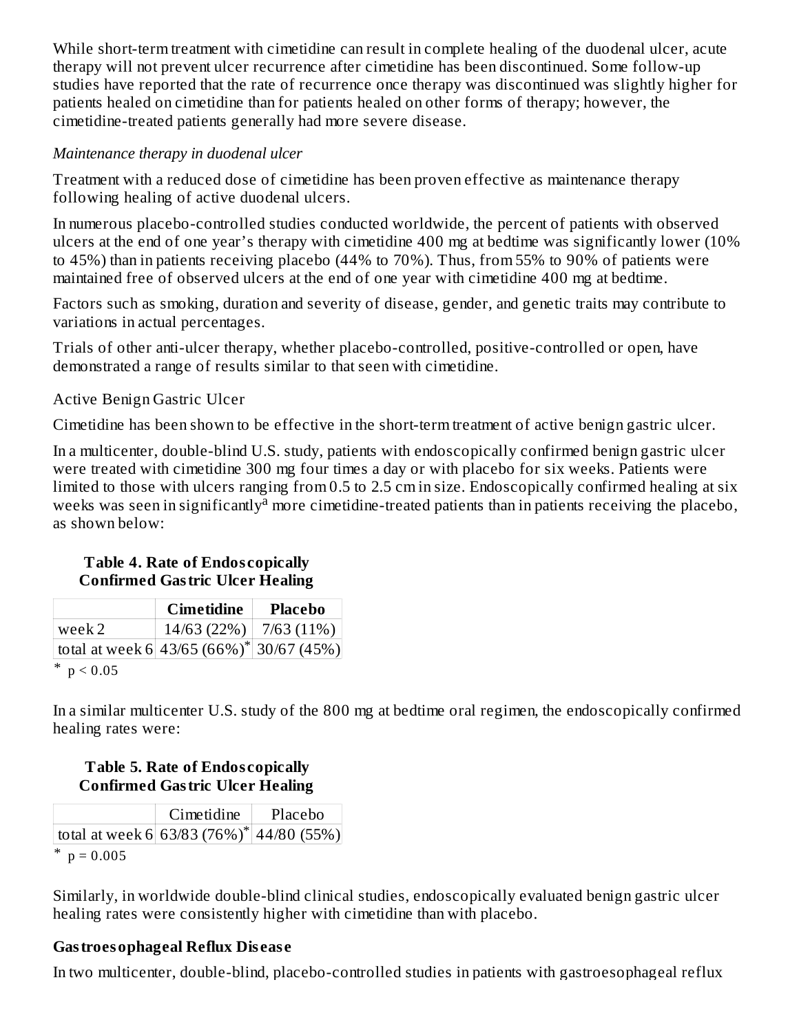While short-term treatment with cimetidine can result in complete healing of the duodenal ulcer, acute therapy will not prevent ulcer recurrence after cimetidine has been discontinued. Some follow-up studies have reported that the rate of recurrence once therapy was discontinued was slightly higher for patients healed on cimetidine than for patients healed on other forms of therapy; however, the cimetidine-treated patients generally had more severe disease.

*Maintenance therapy in duodenal ulcer*

Treatment with a reduced dose of cimetidine has been proven effective as maintenance therapy following healing of active duodenal ulcers.

In numerous placebo-controlled studies conducted worldwide, the percent of patients with observed ulcers at the end of one year's therapy with cimetidine 400 mg at bedtime was significantly lower (10% to 45%) than in patients receiving placebo (44% to 70%). Thus, from 55% to 90% of patients were maintained free of observed ulcers at the end of one year with cimetidine 400 mg at bedtime.

Factors such as smoking, duration and severity of disease, gender, and genetic traits may contribute to variations in actual percentages.

Trials of other anti-ulcer therapy, whether placebo-controlled, positive-controlled or open, have demonstrated a range of results similar to that seen with cimetidine.

Active Benign Gastric Ulcer

Cimetidine has been shown to be effective in the short-term treatment of active benign gastric ulcer.

In a multicenter, double-blind U.S. study, patients with endoscopically confirmed benign gastric ulcer were treated with cimetidine 300 mg four times a day or with placebo for six weeks. Patients were limited to those with ulcers ranging from 0.5 to 2.5 cm in size. Endoscopically confirmed healing at six weeks was seen in significantly[a] more cimetidine-treated patients than in patients receiving the placebo, as shown below:

**Table 4. Rate of Endoscopically Confirmed Gastric Ulcer Healing**

| | **Cimetidine** | **Placebo** |
|---|---|---|
| week 2 | 14/63 (22%) | 7/63 (11%) |
| total at week 6 | 43/65 (66%)* | 30/67 (45%) |

* $p < 0.05$

In a similar multicenter U.S. study of the 800 mg at bedtime oral regimen, the endoscopically confirmed healing rates were:

**Table 5. Rate of Endoscopically Confirmed Gastric Ulcer Healing**

| | Cimetidine | Placebo |
|---|---|---|
| total at week 6 | 63/83 (76%)* | 44/80 (55%) |

* $p = 0.005$

Similarly, in worldwide double-blind clinical studies, endoscopically evaluated benign gastric ulcer healing rates were consistently higher with cimetidine than with placebo.

**Gastroesophageal Reflux Disease**

In two multicenter, double-blind, placebo-controlled studies in patients with gastroesophageal reflux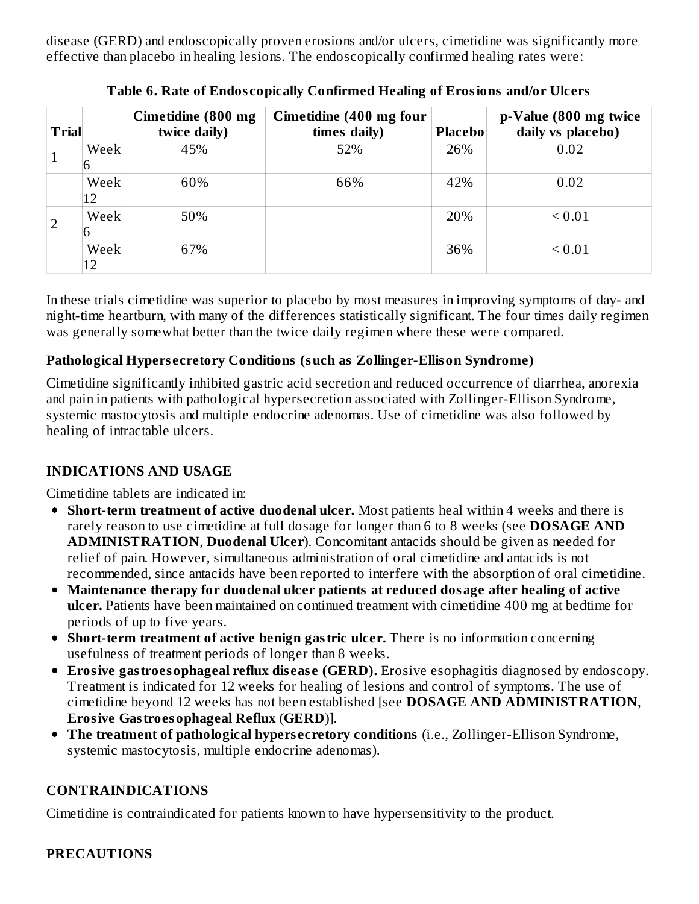disease (GERD) and endoscopically proven erosions and/or ulcers, cimetidine was significantly more effective than placebo in healing lesions. The endoscopically confirmed healing rates were:

**Table 6. Rate of Endoscopically Confirmed Healing of Erosions and/or Ulcers**

| Trial | | Cimetidine (800 mg twice daily) | Cimetidine (400 mg four times daily) | Placebo | p-Value (800 mg twice daily vs placebo) |
|---|---|---|---|---|---|
| 1 | Week 6 | 45% | 52% | 26% | 0.02 |
| | Week 12 | 60% | 66% | 42% | 0.02 |
| 2 | Week 6 | 50% | | 20% | < 0.01 |
| | Week 12 | 67% | | 36% | < 0.01 |

In these trials cimetidine was superior to placebo by most measures in improving symptoms of day- and night-time heartburn, with many of the differences statistically significant. The four times daily regimen was generally somewhat better than the twice daily regimen where these were compared.

### Pathological Hypersecretory Conditions (such as Zollinger-Ellison Syndrome)

Cimetidine significantly inhibited gastric acid secretion and reduced occurrence of diarrhea, anorexia and pain in patients with pathological hypersecretion associated with Zollinger-Ellison Syndrome, systemic mastocytosis and multiple endocrine adenomas. Use of cimetidine was also followed by healing of intractable ulcers.

## INDICATIONS AND USAGE

Cimetidine tablets are indicated in:

- **Short-term treatment of active duodenal ulcer.** Most patients heal within 4 weeks and there is rarely reason to use cimetidine at full dosage for longer than 6 to 8 weeks (see **DOSAGE AND ADMINISTRATION**, **Duodenal Ulcer**). Concomitant antacids should be given as needed for relief of pain. However, simultaneous administration of oral cimetidine and antacids is not recommended, since antacids have been reported to interfere with the absorption of oral cimetidine.
- **Maintenance therapy for duodenal ulcer patients at reduced dosage after healing of active ulcer.** Patients have been maintained on continued treatment with cimetidine 400 mg at bedtime for periods of up to five years.
- **Short-term treatment of active benign gastric ulcer.** There is no information concerning usefulness of treatment periods of longer than 8 weeks.
- **Erosive gastroesophageal reflux disease (GERD).** Erosive esophagitis diagnosed by endoscopy. Treatment is indicated for 12 weeks for healing of lesions and control of symptoms. The use of cimetidine beyond 12 weeks has not been established [see **DOSAGE AND ADMINISTRATION**, **Erosive Gastroesophageal Reflux** (**GERD**)].
- **The treatment of pathological hypersecretory conditions** (i.e., Zollinger-Ellison Syndrome, systemic mastocytosis, multiple endocrine adenomas).

## CONTRAINDICATIONS

Cimetidine is contraindicated for patients known to have hypersensitivity to the product.

## PRECAUTIONS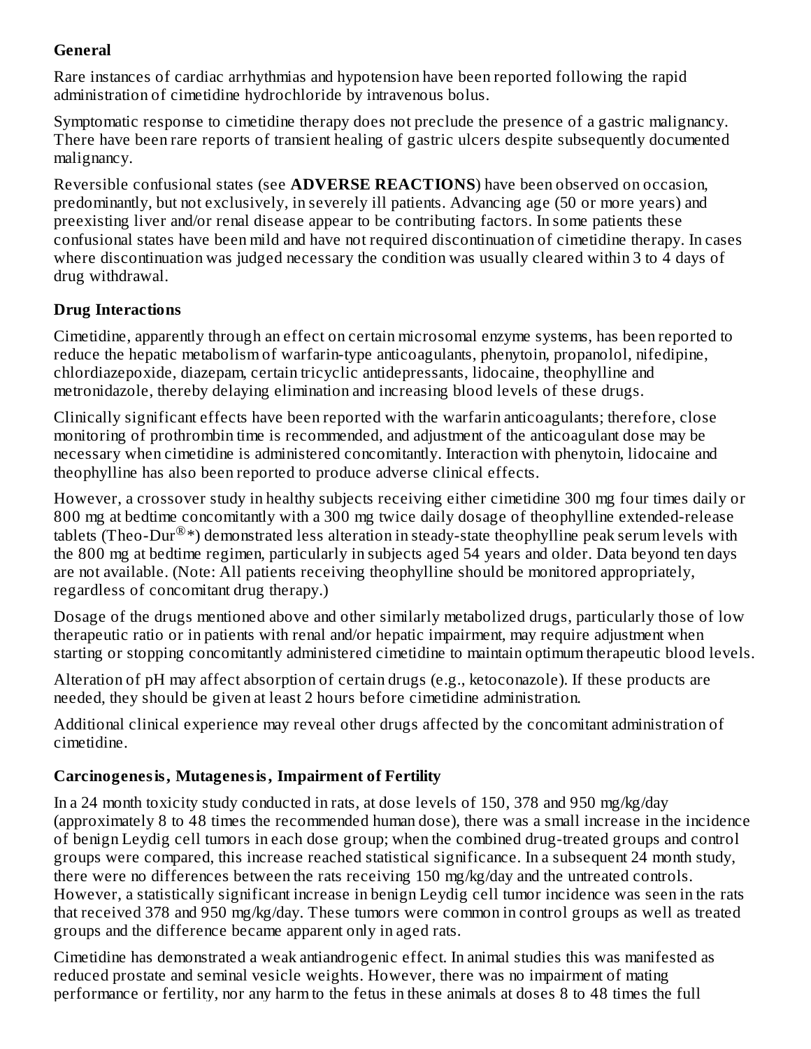**General**

Rare instances of cardiac arrhythmias and hypotension have been reported following the rapid administration of cimetidine hydrochloride by intravenous bolus.

Symptomatic response to cimetidine therapy does not preclude the presence of a gastric malignancy. There have been rare reports of transient healing of gastric ulcers despite subsequently documented malignancy.

Reversible confusional states (see **ADVERSE REACTIONS**) have been observed on occasion, predominantly, but not exclusively, in severely ill patients. Advancing age (50 or more years) and preexisting liver and/or renal disease appear to be contributing factors. In some patients these confusional states have been mild and have not required discontinuation of cimetidine therapy. In cases where discontinuation was judged necessary the condition was usually cleared within 3 to 4 days of drug withdrawal.

**Drug Interactions**

Cimetidine, apparently through an effect on certain microsomal enzyme systems, has been reported to reduce the hepatic metabolism of warfarin-type anticoagulants, phenytoin, propanolol, nifedipine, chlordiazepoxide, diazepam, certain tricyclic antidepressants, lidocaine, theophylline and metronidazole, thereby delaying elimination and increasing blood levels of these drugs.

Clinically significant effects have been reported with the warfarin anticoagulants; therefore, close monitoring of prothrombin time is recommended, and adjustment of the anticoagulant dose may be necessary when cimetidine is administered concomitantly. Interaction with phenytoin, lidocaine and theophylline has also been reported to produce adverse clinical effects.

However, a crossover study in healthy subjects receiving either cimetidine 300 mg four times daily or 800 mg at bedtime concomitantly with a 300 mg twice daily dosage of theophylline extended-release tablets (Theo-Dur®*) demonstrated less alteration in steady-state theophylline peak serum levels with the 800 mg at bedtime regimen, particularly in subjects aged 54 years and older. Data beyond ten days are not available. (Note: All patients receiving theophylline should be monitored appropriately, regardless of concomitant drug therapy.)

Dosage of the drugs mentioned above and other similarly metabolized drugs, particularly those of low therapeutic ratio or in patients with renal and/or hepatic impairment, may require adjustment when starting or stopping concomitantly administered cimetidine to maintain optimum therapeutic blood levels.

Alteration of pH may affect absorption of certain drugs (e.g., ketoconazole). If these products are needed, they should be given at least 2 hours before cimetidine administration.

Additional clinical experience may reveal other drugs affected by the concomitant administration of cimetidine.

**Carcinogenesis, Mutagenesis, Impairment of Fertility**

In a 24 month toxicity study conducted in rats, at dose levels of 150, 378 and 950 mg/kg/day (approximately 8 to 48 times the recommended human dose), there was a small increase in the incidence of benign Leydig cell tumors in each dose group; when the combined drug-treated groups and control groups were compared, this increase reached statistical significance. In a subsequent 24 month study, there were no differences between the rats receiving 150 mg/kg/day and the untreated controls. However, a statistically significant increase in benign Leydig cell tumor incidence was seen in the rats that received 378 and 950 mg/kg/day. These tumors were common in control groups as well as treated groups and the difference became apparent only in aged rats.

Cimetidine has demonstrated a weak antiandrogenic effect. In animal studies this was manifested as reduced prostate and seminal vesicle weights. However, there was no impairment of mating performance or fertility, nor any harm to the fetus in these animals at doses 8 to 48 times the full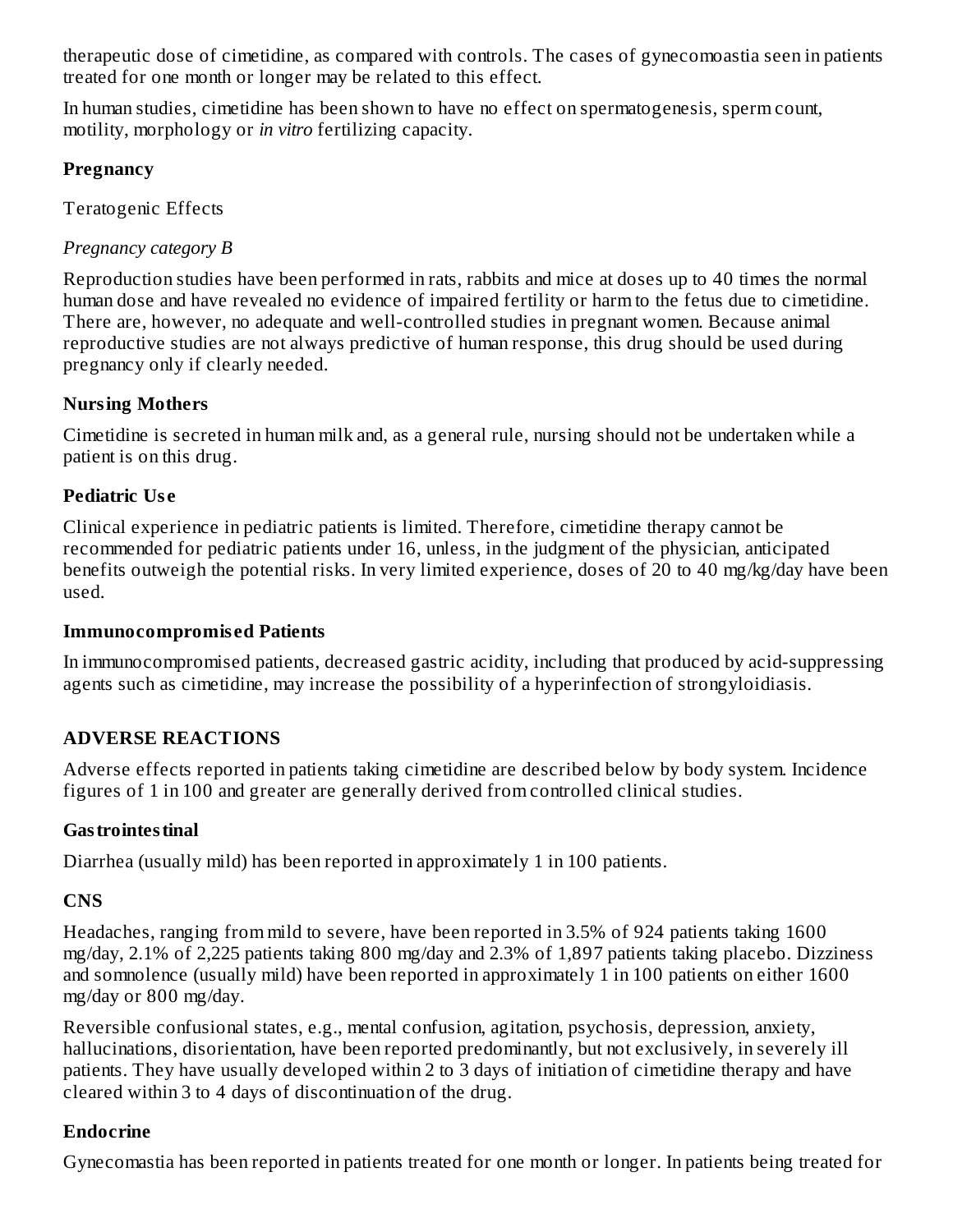therapeutic dose of cimetidine, as compared with controls. The cases of gynecomoastia seen in patients treated for one month or longer may be related to this effect.

In human studies, cimetidine has been shown to have no effect on spermatogenesis, sperm count, motility, morphology or *in vitro* fertilizing capacity.

**Pregnancy**

Teratogenic Effects

*Pregnancy category B*

Reproduction studies have been performed in rats, rabbits and mice at doses up to 40 times the normal human dose and have revealed no evidence of impaired fertility or harm to the fetus due to cimetidine. There are, however, no adequate and well-controlled studies in pregnant women. Because animal reproductive studies are not always predictive of human response, this drug should be used during pregnancy only if clearly needed.

**Nursing Mothers**

Cimetidine is secreted in human milk and, as a general rule, nursing should not be undertaken while a patient is on this drug.

**Pediatric Use**

Clinical experience in pediatric patients is limited. Therefore, cimetidine therapy cannot be recommended for pediatric patients under 16, unless, in the judgment of the physician, anticipated benefits outweigh the potential risks. In very limited experience, doses of 20 to 40 mg/kg/day have been used.

**Immunocompromised Patients**

In immunocompromised patients, decreased gastric acidity, including that produced by acid-suppressing agents such as cimetidine, may increase the possibility of a hyperinfection of strongyloidiasis.

## ADVERSE REACTIONS

Adverse effects reported in patients taking cimetidine are described below by body system. Incidence figures of 1 in 100 and greater are generally derived from controlled clinical studies.

**Gastrointestinal**

Diarrhea (usually mild) has been reported in approximately 1 in 100 patients.

**CNS**

Headaches, ranging from mild to severe, have been reported in 3.5% of 924 patients taking 1600 mg/day, 2.1% of 2,225 patients taking 800 mg/day and 2.3% of 1,897 patients taking placebo. Dizziness and somnolence (usually mild) have been reported in approximately 1 in 100 patients on either 1600 mg/day or 800 mg/day.

Reversible confusional states, e.g., mental confusion, agitation, psychosis, depression, anxiety, hallucinations, disorientation, have been reported predominantly, but not exclusively, in severely ill patients. They have usually developed within 2 to 3 days of initiation of cimetidine therapy and have cleared within 3 to 4 days of discontinuation of the drug.

**Endocrine**

Gynecomastia has been reported in patients treated for one month or longer. In patients being treated for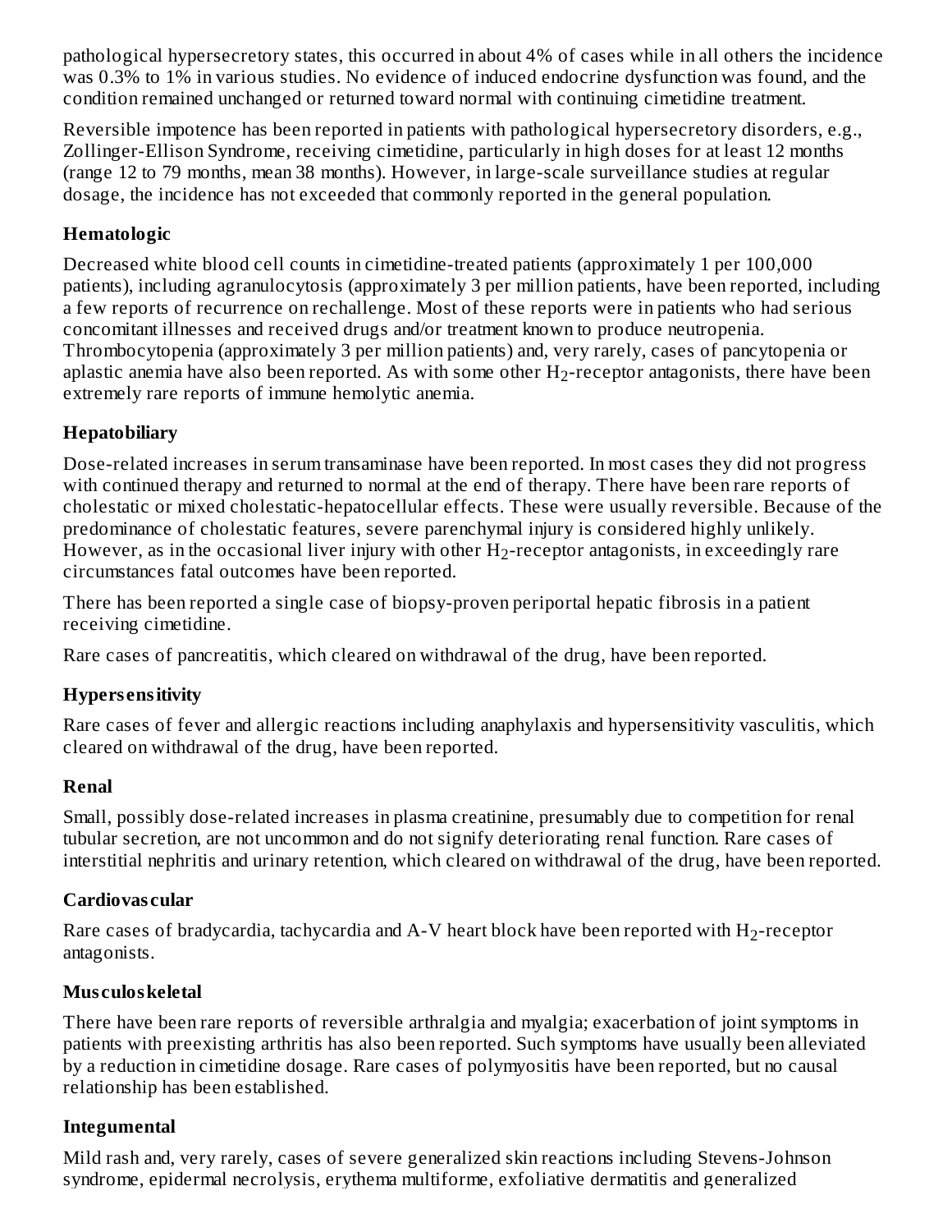pathological hypersecretory states, this occurred in about 4% of cases while in all others the incidence was 0.3% to 1% in various studies. No evidence of induced endocrine dysfunction was found, and the condition remained unchanged or returned toward normal with continuing cimetidine treatment.

Reversible impotence has been reported in patients with pathological hypersecretory disorders, e.g., Zollinger-Ellison Syndrome, receiving cimetidine, particularly in high doses for at least 12 months (range 12 to 79 months, mean 38 months). However, in large-scale surveillance studies at regular dosage, the incidence has not exceeded that commonly reported in the general population.

**Hematologic**

Decreased white blood cell counts in cimetidine-treated patients (approximately 1 per 100,000 patients), including agranulocytosis (approximately 3 per million patients, have been reported, including a few reports of recurrence on rechallenge. Most of these reports were in patients who had serious concomitant illnesses and received drugs and/or treatment known to produce neutropenia. Thrombocytopenia (approximately 3 per million patients) and, very rarely, cases of pancytopenia or aplastic anemia have also been reported. As with some other $H_2$-receptor antagonists, there have been extremely rare reports of immune hemolytic anemia.

**Hepatobiliary**

Dose-related increases in serum transaminase have been reported. In most cases they did not progress with continued therapy and returned to normal at the end of therapy. There have been rare reports of cholestatic or mixed cholestatic-hepatocellular effects. These were usually reversible. Because of the predominance of cholestatic features, severe parenchymal injury is considered highly unlikely. However, as in the occasional liver injury with other $H_2$-receptor antagonists, in exceedingly rare circumstances fatal outcomes have been reported.

There has been reported a single case of biopsy-proven periportal hepatic fibrosis in a patient receiving cimetidine.

Rare cases of pancreatitis, which cleared on withdrawal of the drug, have been reported.

**Hypersensitivity**

Rare cases of fever and allergic reactions including anaphylaxis and hypersensitivity vasculitis, which cleared on withdrawal of the drug, have been reported.

**Renal**

Small, possibly dose-related increases in plasma creatinine, presumably due to competition for renal tubular secretion, are not uncommon and do not signify deteriorating renal function. Rare cases of interstitial nephritis and urinary retention, which cleared on withdrawal of the drug, have been reported.

**Cardiovascular**

Rare cases of bradycardia, tachycardia and A-V heart block have been reported with $H_2$-receptor antagonists.

**Musculoskeletal**

There have been rare reports of reversible arthralgia and myalgia; exacerbation of joint symptoms in patients with preexisting arthritis has also been reported. Such symptoms have usually been alleviated by a reduction in cimetidine dosage. Rare cases of polymyositis have been reported, but no causal relationship has been established.

**Integumental**

Mild rash and, very rarely, cases of severe generalized skin reactions including Stevens-Johnson syndrome, epidermal necrolysis, erythema multiforme, exfoliative dermatitis and generalized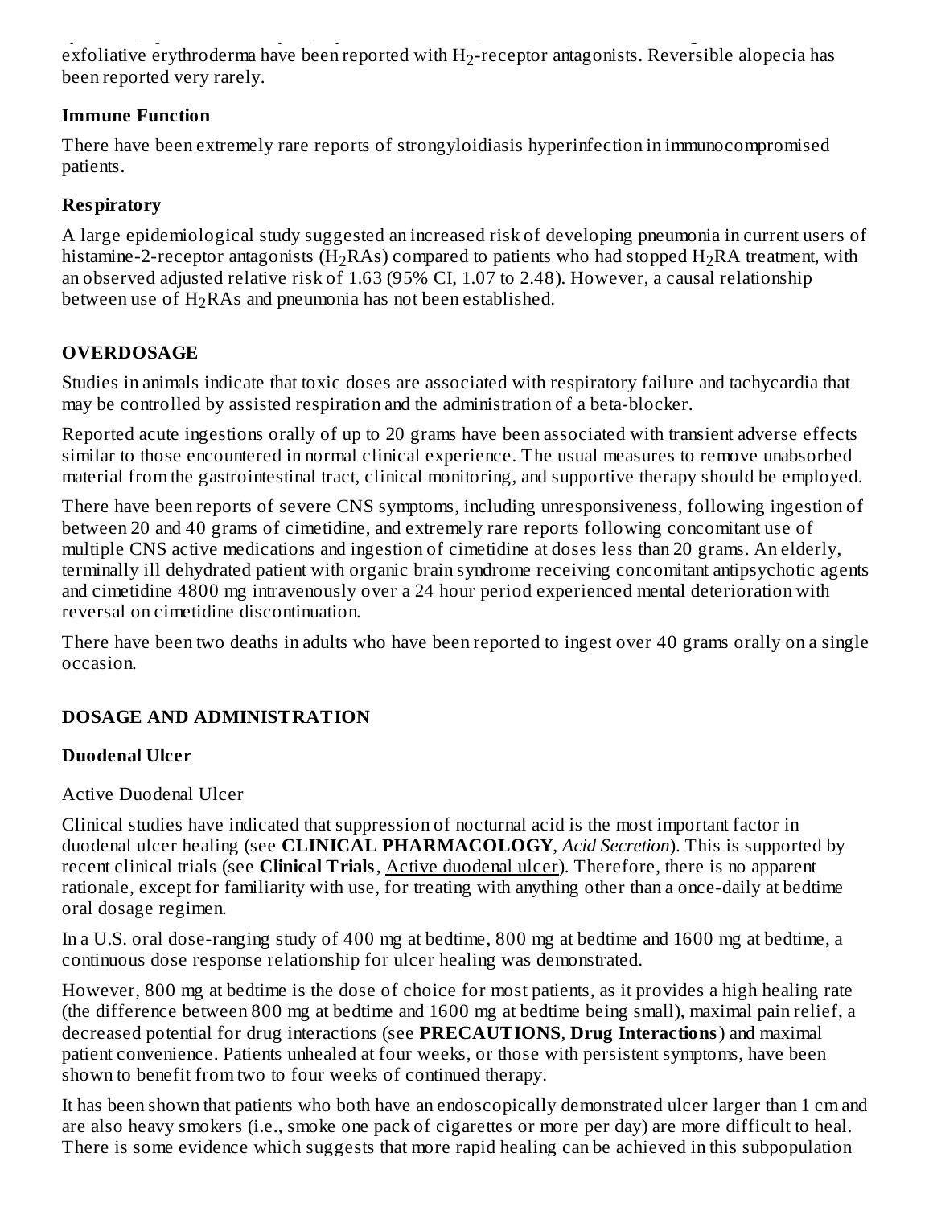exfoliative erythroderma have been reported with $H_2$-receptor antagonists. Reversible alopecia has been reported very rarely.

**Immune Function**

There have been extremely rare reports of strongyloidiasis hyperinfection in immunocompromised patients.

**Respiratory**

A large epidemiological study suggested an increased risk of developing pneumonia in current users of histamine-2-receptor antagonists ($H_2$RAs) compared to patients who had stopped $H_2$RA treatment, with an observed adjusted relative risk of 1.63 (95% CI, 1.07 to 2.48). However, a causal relationship between use of $H_2$RAs and pneumonia has not been established.

## OVERDOSAGE

Studies in animals indicate that toxic doses are associated with respiratory failure and tachycardia that may be controlled by assisted respiration and the administration of a beta-blocker.

Reported acute ingestions orally of up to 20 grams have been associated with transient adverse effects similar to those encountered in normal clinical experience. The usual measures to remove unabsorbed material from the gastrointestinal tract, clinical monitoring, and supportive therapy should be employed.

There have been reports of severe CNS symptoms, including unresponsiveness, following ingestion of between 20 and 40 grams of cimetidine, and extremely rare reports following concomitant use of multiple CNS active medications and ingestion of cimetidine at doses less than 20 grams. An elderly, terminally ill dehydrated patient with organic brain syndrome receiving concomitant antipsychotic agents and cimetidine 4800 mg intravenously over a 24 hour period experienced mental deterioration with reversal on cimetidine discontinuation.

There have been two deaths in adults who have been reported to ingest over 40 grams orally on a single occasion.

## DOSAGE AND ADMINISTRATION

**Duodenal Ulcer**

Active Duodenal Ulcer

Clinical studies have indicated that suppression of nocturnal acid is the most important factor in duodenal ulcer healing (see **CLINICAL PHARMACOLOGY**, *Acid Secretion*). This is supported by recent clinical trials (see **Clinical Trials**, Active duodenal ulcer). Therefore, there is no apparent rationale, except for familiarity with use, for treating with anything other than a once-daily at bedtime oral dosage regimen.

In a U.S. oral dose-ranging study of 400 mg at bedtime, 800 mg at bedtime and 1600 mg at bedtime, a continuous dose response relationship for ulcer healing was demonstrated.

However, 800 mg at bedtime is the dose of choice for most patients, as it provides a high healing rate (the difference between 800 mg at bedtime and 1600 mg at bedtime being small), maximal pain relief, a decreased potential for drug interactions (see **PRECAUTIONS**, **Drug Interactions**) and maximal patient convenience. Patients unhealed at four weeks, or those with persistent symptoms, have been shown to benefit from two to four weeks of continued therapy.

It has been shown that patients who both have an endoscopically demonstrated ulcer larger than 1 cm and are also heavy smokers (i.e., smoke one pack of cigarettes or more per day) are more difficult to heal. There is some evidence which suggests that more rapid healing can be achieved in this subpopulation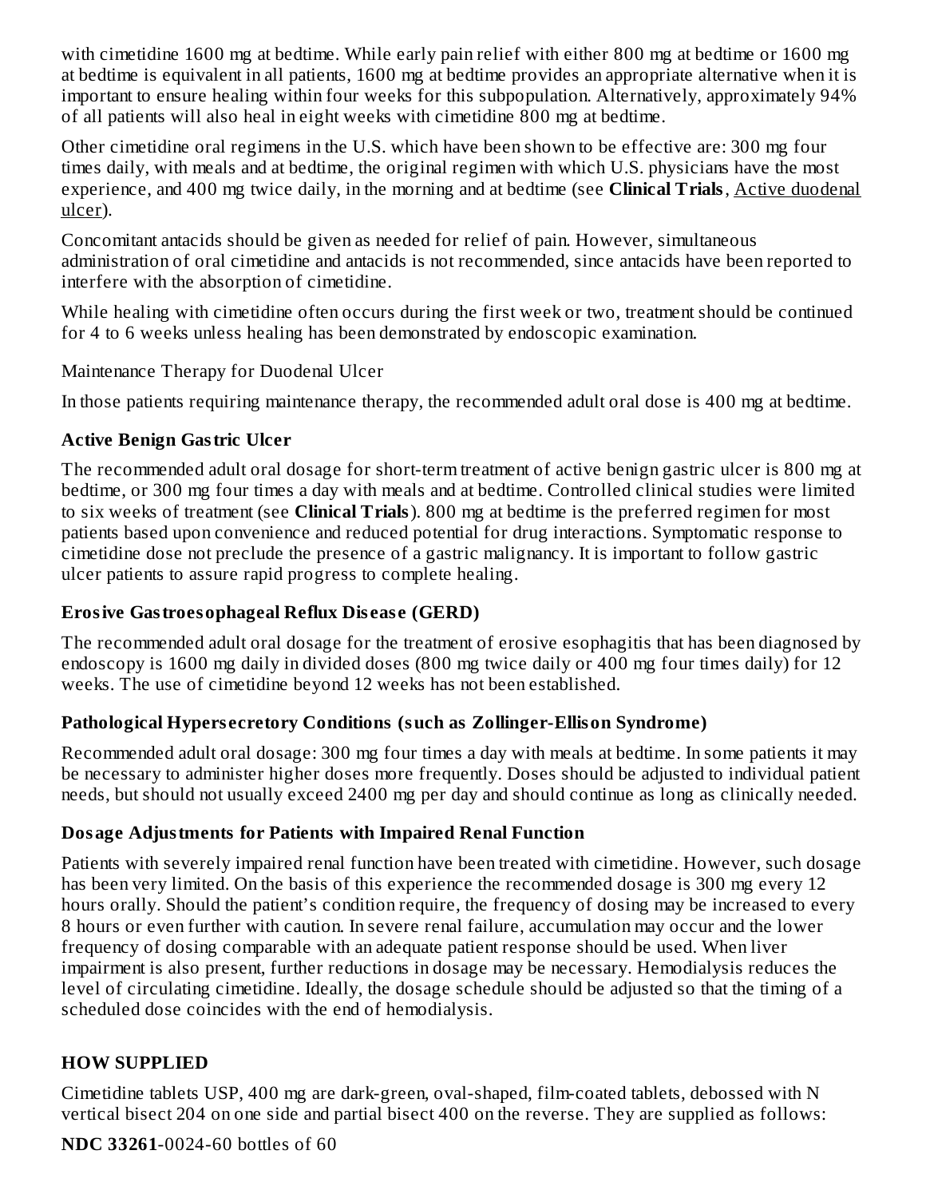with cimetidine 1600 mg at bedtime. While early pain relief with either 800 mg at bedtime or 1600 mg at bedtime is equivalent in all patients, 1600 mg at bedtime provides an appropriate alternative when it is important to ensure healing within four weeks for this subpopulation. Alternatively, approximately 94% of all patients will also heal in eight weeks with cimetidine 800 mg at bedtime.

Other cimetidine oral regimens in the U.S. which have been shown to be effective are: 300 mg four times daily, with meals and at bedtime, the original regimen with which U.S. physicians have the most experience, and 400 mg twice daily, in the morning and at bedtime (see **Clinical Trials**, Active duodenal ulcer).

Concomitant antacids should be given as needed for relief of pain. However, simultaneous administration of oral cimetidine and antacids is not recommended, since antacids have been reported to interfere with the absorption of cimetidine.

While healing with cimetidine often occurs during the first week or two, treatment should be continued for 4 to 6 weeks unless healing has been demonstrated by endoscopic examination.

Maintenance Therapy for Duodenal Ulcer

In those patients requiring maintenance therapy, the recommended adult oral dose is 400 mg at bedtime.

### Active Benign Gastric Ulcer

The recommended adult oral dosage for short-term treatment of active benign gastric ulcer is 800 mg at bedtime, or 300 mg four times a day with meals and at bedtime. Controlled clinical studies were limited to six weeks of treatment (see **Clinical Trials**). 800 mg at bedtime is the preferred regimen for most patients based upon convenience and reduced potential for drug interactions. Symptomatic response to cimetidine dose not preclude the presence of a gastric malignancy. It is important to follow gastric ulcer patients to assure rapid progress to complete healing.

### Erosive Gastroesophageal Reflux Disease (GERD)

The recommended adult oral dosage for the treatment of erosive esophagitis that has been diagnosed by endoscopy is 1600 mg daily in divided doses (800 mg twice daily or 400 mg four times daily) for 12 weeks. The use of cimetidine beyond 12 weeks has not been established.

### Pathological Hypersecretory Conditions (such as Zollinger-Ellison Syndrome)

Recommended adult oral dosage: 300 mg four times a day with meals at bedtime. In some patients it may be necessary to administer higher doses more frequently. Doses should be adjusted to individual patient needs, but should not usually exceed 2400 mg per day and should continue as long as clinically needed.

### Dosage Adjustments for Patients with Impaired Renal Function

Patients with severely impaired renal function have been treated with cimetidine. However, such dosage has been very limited. On the basis of this experience the recommended dosage is 300 mg every 12 hours orally. Should the patient's condition require, the frequency of dosing may be increased to every 8 hours or even further with caution. In severe renal failure, accumulation may occur and the lower frequency of dosing comparable with an adequate patient response should be used. When liver impairment is also present, further reductions in dosage may be necessary. Hemodialysis reduces the level of circulating cimetidine. Ideally, the dosage schedule should be adjusted so that the timing of a scheduled dose coincides with the end of hemodialysis.

## HOW SUPPLIED

Cimetidine tablets USP, 400 mg are dark-green, oval-shaped, film-coated tablets, debossed with N vertical bisect 204 on one side and partial bisect 400 on the reverse. They are supplied as follows:

**NDC 33261**-0024-60 bottles of 60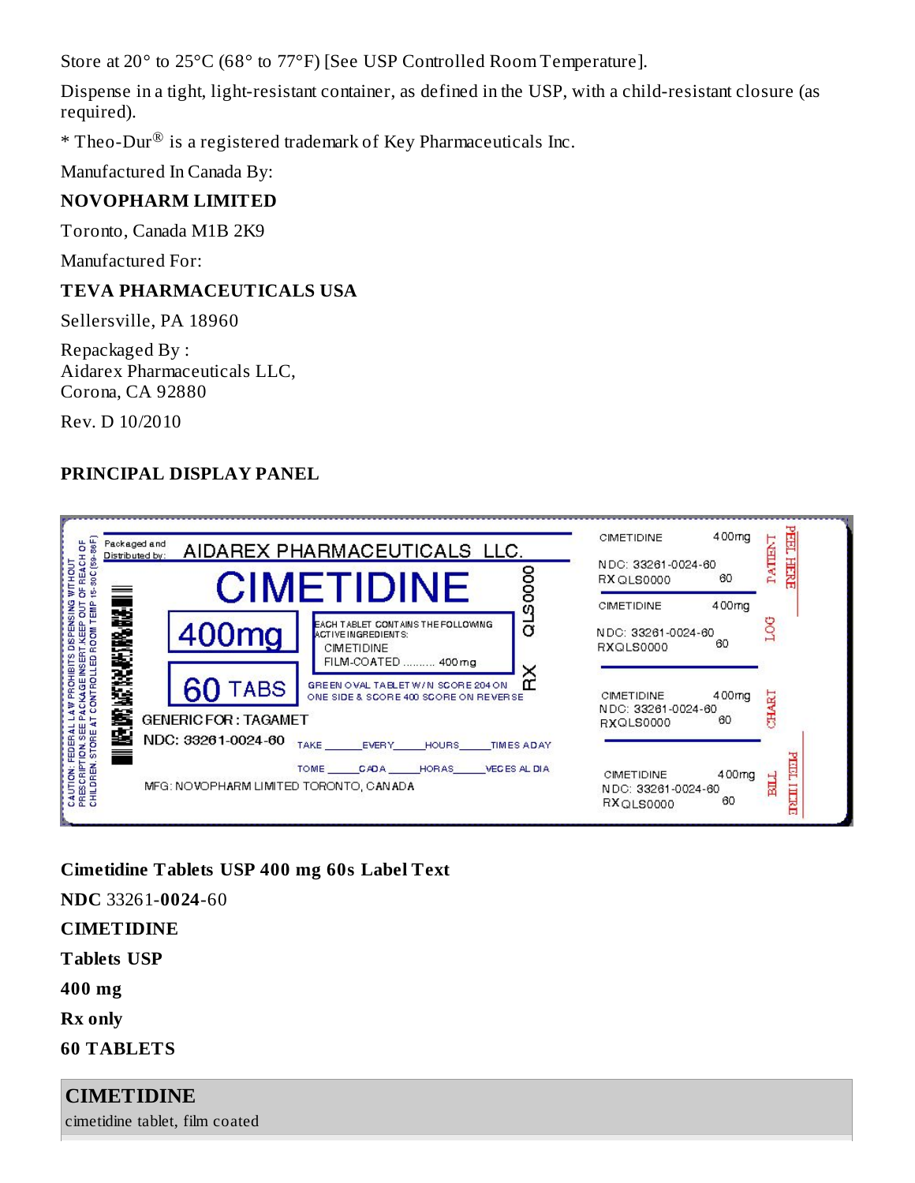Store at 20° to 25°C (68° to 77°F) [See USP Controlled Room Temperature].

Dispense in a tight, light-resistant container, as defined in the USP, with a child-resistant closure (as required).

* Theo-Dur® is a registered trademark of Key Pharmaceuticals Inc.

Manufactured In Canada By:

**NOVOPHARM LIMITED**

Toronto, Canada M1B 2K9

Manufactured For:

**TEVA PHARMACEUTICALS USA**

Sellersville, PA 18960

Repackaged By :
Aidarex Pharmaceuticals LLC,
Corona, CA 92880

Rev. D 10/2010

## PRINCIPAL DISPLAY PANEL

CAUTION: FEDERAL LAW PROHIBITS DISPENSING WITHOUT PRESCRIPTION. SEE PACKAGE INSERT. KEEP OUT OF REACH OF CHILDREN. STORE AT CONTROLLED ROOM TEMP 15-30C (59-86F)

Packaged and Distributed by: AIDAREX PHARMACEUTICALS LLC.

CIMETIDINE

400mg

60 TABS

EACH TABLET CONTAINS THE FOLLOWING ACTIVE INGREDIENTS:
CIMETIDINE FILM-COATED .......... 400 mg

GREEN OVAL TABLET W/N SCORE 204 ON ONE SIDE & SCORE 400 SCORE ON REVERSE

QLS0000

RX

GENERIC FOR : TAGAMET

NDC: 33261-0024-60

TAKE _____ EVERY _____ HOURS _____ TIMES A DAY

TOME _____ CADA _____ HORAS _____ VECES AL DIA

MFG: NOVOPHARM LIMITED TORONTO, CANADA

CIMETIDINE 400mg
NDC: 33261-0024-60
RX QLS0000 60

PATIENT

PEEL HERE

CIMETIDINE 400mg
NDC: 33261-0024-60
RXQLS0000 60

LOG

CIMETIDINE 400mg
NDC: 33261-0024-60
RXQLS0000 60

CHART

CIMETIDINE 400mg
NDC: 33261-0024-60
RXQLS0000 60

BILL

PEEL HERE

**Cimetidine Tablets USP 400 mg 60s Label Text**

**NDC** 33261-**0024**-60

**CIMETIDINE**

**Tablets USP**

**400 mg**

**Rx only**

**60 TABLETS**

| **CIMETIDINE** |
|---|
| cimetidine tablet, film coated |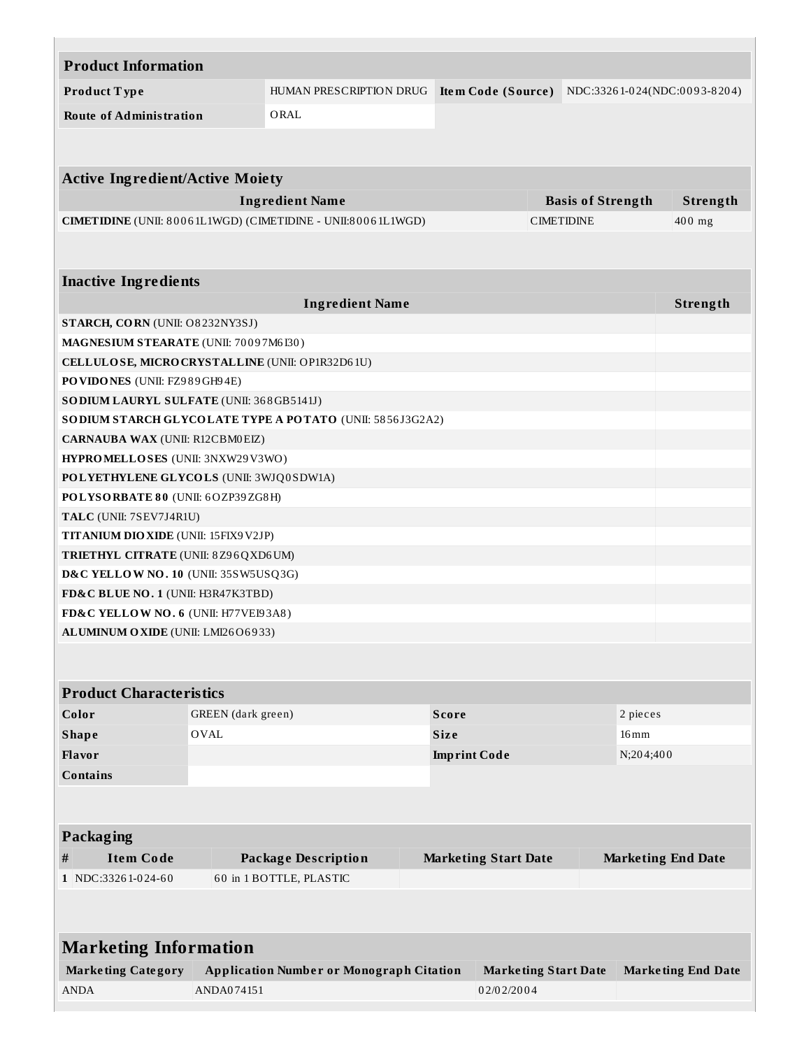| Product Information | | | |
|---|---|---|---|
| **Product Type** | HUMAN PRESCRIPTION DRUG | **Item Code (Source)** | NDC:33261-024(NDC:0093-8204) |
| **Route of Administration** | ORAL | | |

| Active Ingredient/Active Moiety | | |
|---|---|---|
| **Ingredient Name** | **Basis of Strength** | **Strength** |
| **CIMETIDINE** (UNII: 80061L1WGD) (CIMETIDINE - UNII:80061L1WGD) | CIMETIDINE | 400 mg |

| Inactive Ingredients | |
|---|---|
| **Ingredient Name** | **Strength** |
| **STARCH, CORN** (UNII: O8232NY3SJ) | |
| **MAGNESIUM STEARATE** (UNII: 70097M6I30) | |
| **CELLULOSE, MICROCRYSTALLINE** (UNII: OP1R32D61U) | |
| **POVIDONES** (UNII: FZ989GH94E) | |
| **SODIUM LAURYL SULFATE** (UNII: 368GB5141J) | |
| **SODIUM STARCH GLYCOLATE TYPE A POTATO** (UNII: 5856J3G2A2) | |
| **CARNAUBA WAX** (UNII: R12CBM0EIZ) | |
| **HYPROMELLOSES** (UNII: 3NXW29V3WO) | |
| **POLYETHYLENE GLYCOLS** (UNII: 3WJQ0SDW1A) | |
| **POLYSORBATE 80** (UNII: 6OZP39ZG8H) | |
| **TALC** (UNII: 7SEV7J4R1U) | |
| **TITANIUM DIOXIDE** (UNII: 15FIX9V2JP) | |
| **TRIETHYL CITRATE** (UNII: 8Z96QXD6UM) | |
| **D&C YELLOW NO. 10** (UNII: 35SW5USQ3G) | |
| **FD&C BLUE NO. 1** (UNII: H3R47K3TBD) | |
| **FD&C YELLOW NO. 6** (UNII: H77VEI93A8) | |
| **ALUMINUM OXIDE** (UNII: LMI26O6933) | |

| Product Characteristics | | | |
|---|---|---|---|
| **Color** | GREEN (dark green) | **Score** | 2 pieces |
| **Shape** | OVAL | **Size** | 16mm |
| **Flavor** | | **Imprint Code** | N;204;400 |
| **Contains** | | | |

| Packaging | | | | |
|---|---|---|---|---|
| **#** | **Item Code** | **Package Description** | **Marketing Start Date** | **Marketing End Date** |
| **1** | NDC:33261-024-60 | 60 in 1 BOTTLE, PLASTIC | | |

| Marketing Information | | | |
|---|---|---|---|
| **Marketing Category** | **Application Number or Monograph Citation** | **Marketing Start Date** | **Marketing End Date** |
| ANDA | ANDA074151 | 02/02/2004 | |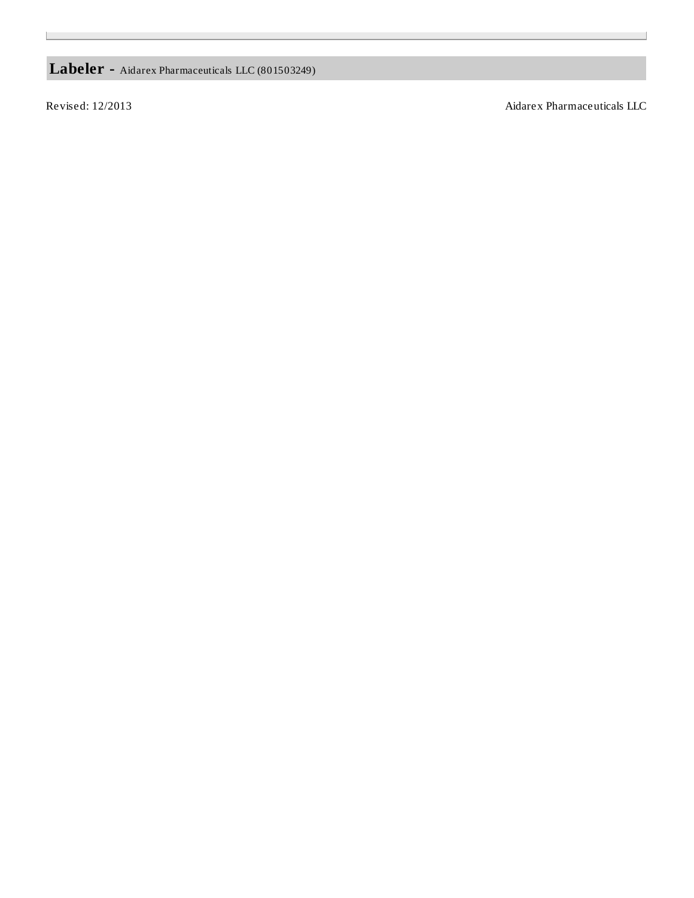**Labeler -** Aidarex Pharmaceuticals LLC (801503249)

Revised: 12/2013 Aidarex Pharmaceuticals LLC